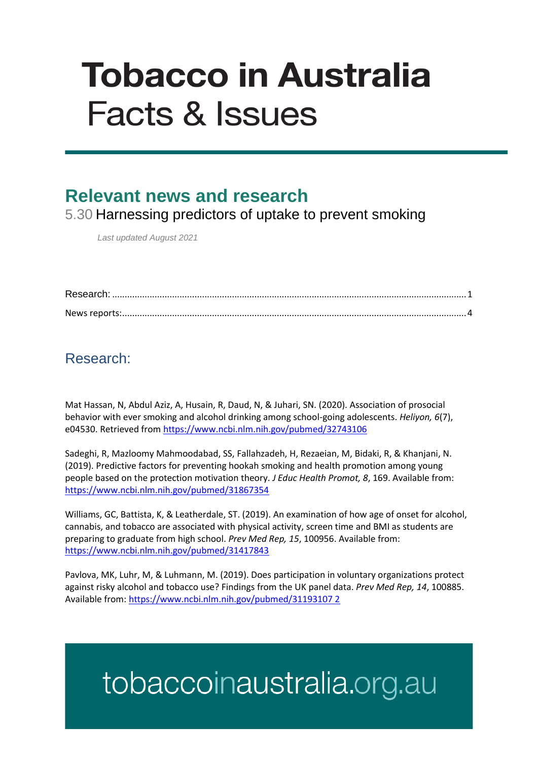# Tobacco in Australia

# Facts & Issues

## Relevant news and research

5.30 Harnessing predictors of uptake to prevent smoking

*Last updated August 2021*

Research: ......................................................................................................................................... 1

News reports:.................................................................................................................................... 4

## Research:

Mat Hassan, N, Abdul Aziz, A, Husain, R, Daud, N, & Juhari, SN. (2020). Association of prosocial behavior with ever smoking and alcohol drinking among school-going adolescents. *Heliyon, 6*(7), e04530. Retrieved from https://www.ncbi.nlm.nih.gov/pubmed/32743106

Sadeghi, R, Mazloomy Mahmoodabad, SS, Fallahzadeh, H, Rezaeian, M, Bidaki, R, & Khanjani, N. (2019). Predictive factors for preventing hookah smoking and health promotion among young people based on the protection motivation theory. *J Educ Health Promot, 8*, 169. Available from: https://www.ncbi.nlm.nih.gov/pubmed/31867354

Williams, GC, Battista, K, & Leatherdale, ST. (2019). An examination of how age of onset for alcohol, cannabis, and tobacco are associated with physical activity, screen time and BMI as students are preparing to graduate from high school. *Prev Med Rep, 15*, 100956. Available from: https://www.ncbi.nlm.nih.gov/pubmed/31417843

Pavlova, MK, Luhr, M, & Luhmann, M. (2019). Does participation in voluntary organizations protect against risky alcohol and tobacco use? Findings from the UK panel data. *Prev Med Rep, 14*, 100885. Available from: https://www.ncbi.nlm.nih.gov/pubmed/31193107 2

tobaccoinaustralia.org.au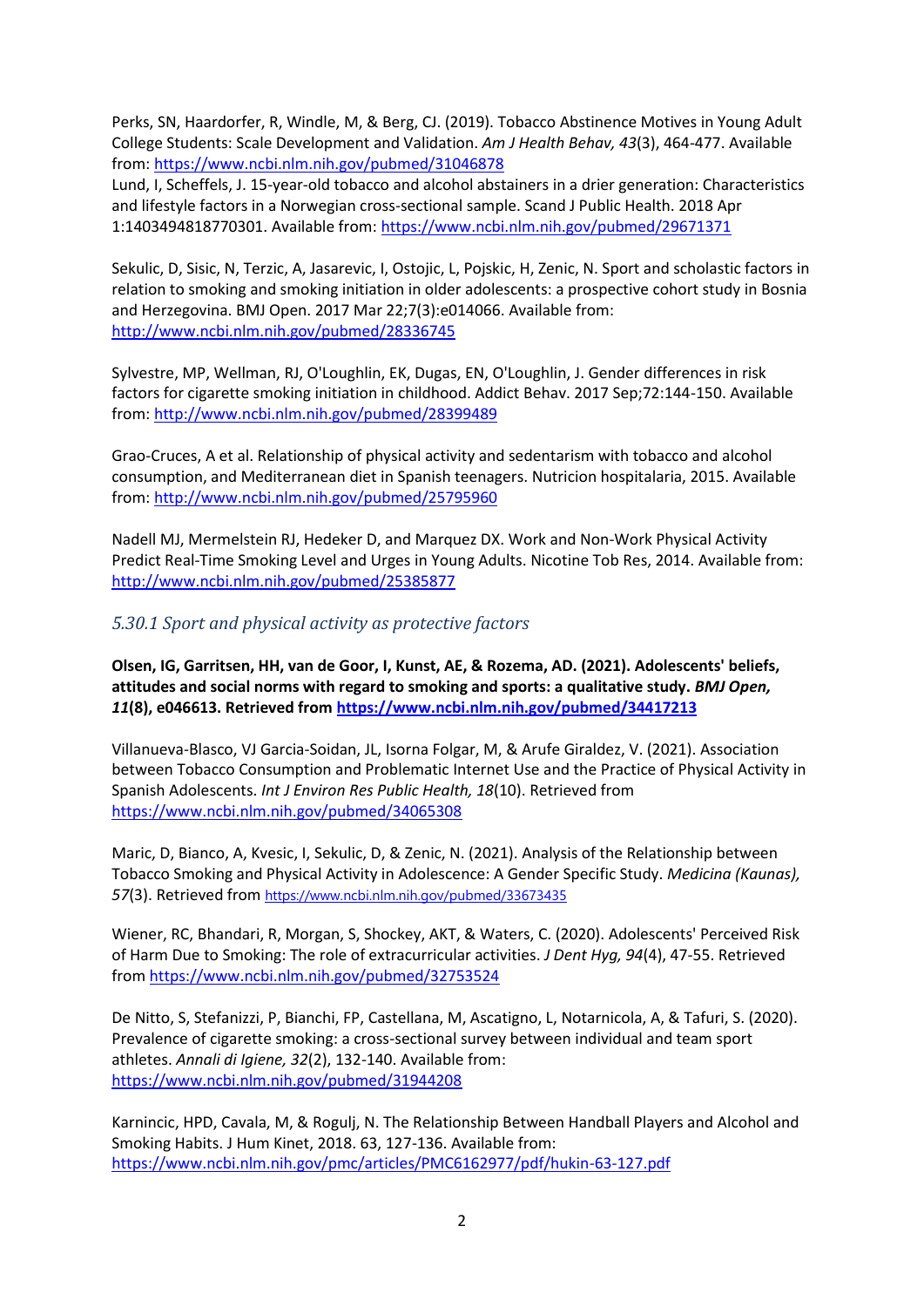Perks, SN, Haardorfer, R, Windle, M, & Berg, CJ. (2019). Tobacco Abstinence Motives in Young Adult College Students: Scale Development and Validation. *Am J Health Behav, 43*(3), 464-477. Available from: https://www.ncbi.nlm.nih.gov/pubmed/31046878
Lund, I, Scheffels, J. 15-year-old tobacco and alcohol abstainers in a drier generation: Characteristics and lifestyle factors in a Norwegian cross-sectional sample. Scand J Public Health. 2018 Apr 1:1403494818770301. Available from: https://www.ncbi.nlm.nih.gov/pubmed/29671371

Sekulic, D, Sisic, N, Terzic, A, Jasarevic, I, Ostojic, L, Pojskic, H, Zenic, N. Sport and scholastic factors in relation to smoking and smoking initiation in older adolescents: a prospective cohort study in Bosnia and Herzegovina. BMJ Open. 2017 Mar 22;7(3):e014066. Available from: http://www.ncbi.nlm.nih.gov/pubmed/28336745

Sylvestre, MP, Wellman, RJ, O'Loughlin, EK, Dugas, EN, O'Loughlin, J. Gender differences in risk factors for cigarette smoking initiation in childhood. Addict Behav. 2017 Sep;72:144-150. Available from: http://www.ncbi.nlm.nih.gov/pubmed/28399489

Grao-Cruces, A et al. Relationship of physical activity and sedentarism with tobacco and alcohol consumption, and Mediterranean diet in Spanish teenagers. Nutricion hospitalaria, 2015. Available from: http://www.ncbi.nlm.nih.gov/pubmed/25795960

Nadell MJ, Mermelstein RJ, Hedeker D, and Marquez DX. Work and Non-Work Physical Activity Predict Real-Time Smoking Level and Urges in Young Adults. Nicotine Tob Res, 2014. Available from: http://www.ncbi.nlm.nih.gov/pubmed/25385877

### *5.30.1 Sport and physical activity as protective factors*

**Olsen, IG, Garritsen, HH, van de Goor, I, Kunst, AE, & Rozema, AD. (2021). Adolescents' beliefs, attitudes and social norms with regard to smoking and sports: a qualitative study. *BMJ Open, 11*(8), e046613. Retrieved from https://www.ncbi.nlm.nih.gov/pubmed/34417213**

Villanueva-Blasco, VJ Garcia-Soidan, JL, Isorna Folgar, M, & Arufe Giraldez, V. (2021). Association between Tobacco Consumption and Problematic Internet Use and the Practice of Physical Activity in Spanish Adolescents. *Int J Environ Res Public Health, 18*(10). Retrieved from https://www.ncbi.nlm.nih.gov/pubmed/34065308

Maric, D, Bianco, A, Kvesic, I, Sekulic, D, & Zenic, N. (2021). Analysis of the Relationship between Tobacco Smoking and Physical Activity in Adolescence: A Gender Specific Study. *Medicina (Kaunas), 57*(3). Retrieved from https://www.ncbi.nlm.nih.gov/pubmed/33673435

Wiener, RC, Bhandari, R, Morgan, S, Shockey, AKT, & Waters, C. (2020). Adolescents' Perceived Risk of Harm Due to Smoking: The role of extracurricular activities. *J Dent Hyg, 94*(4), 47-55. Retrieved from https://www.ncbi.nlm.nih.gov/pubmed/32753524

De Nitto, S, Stefanizzi, P, Bianchi, FP, Castellana, M, Ascatigno, L, Notarnicola, A, & Tafuri, S. (2020). Prevalence of cigarette smoking: a cross-sectional survey between individual and team sport athletes. *Annali di Igiene, 32*(2), 132-140. Available from: https://www.ncbi.nlm.nih.gov/pubmed/31944208

Karnincic, HPD, Cavala, M, & Rogulj, N. The Relationship Between Handball Players and Alcohol and Smoking Habits. J Hum Kinet, 2018. 63, 127-136. Available from: https://www.ncbi.nlm.nih.gov/pmc/articles/PMC6162977/pdf/hukin-63-127.pdf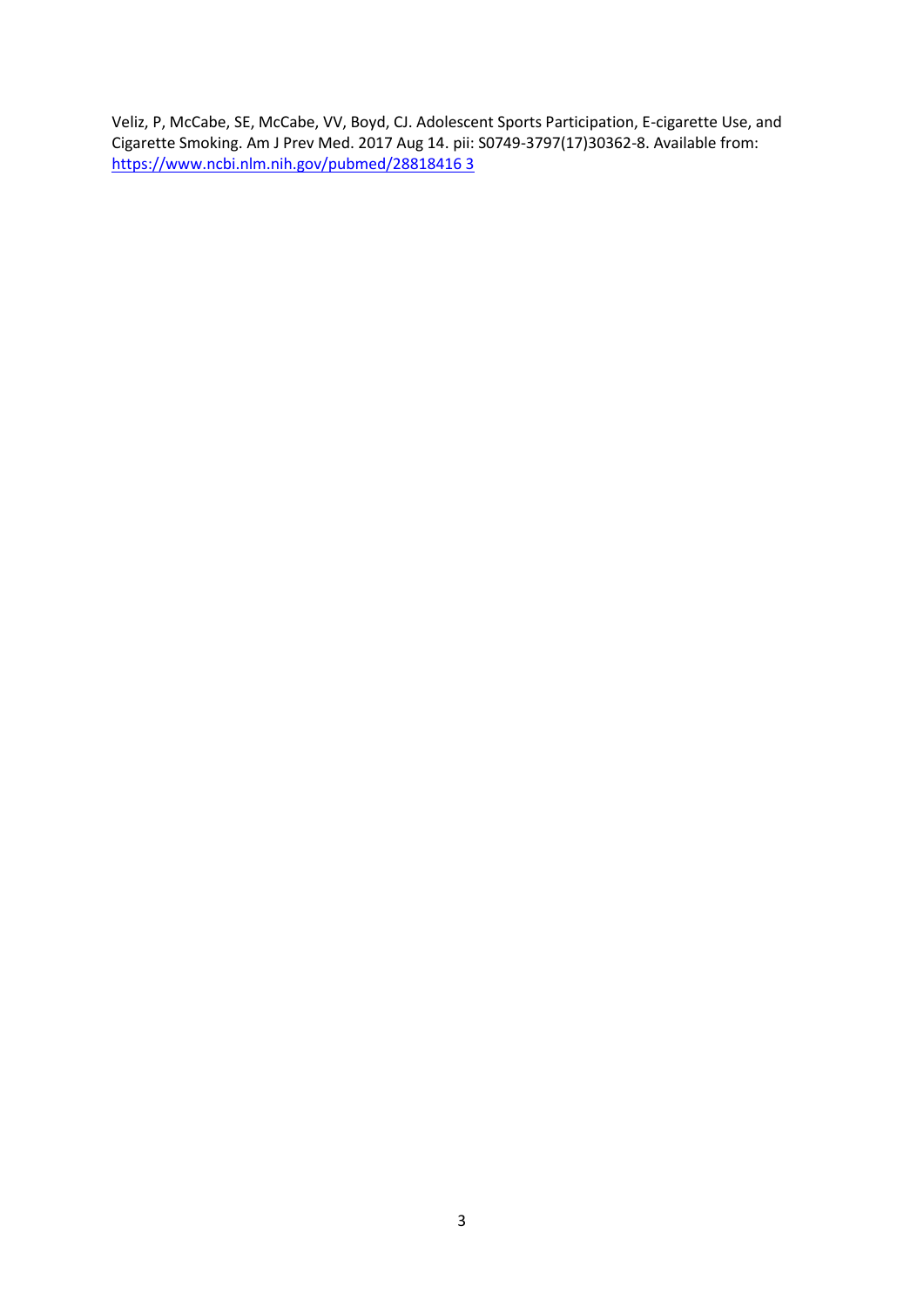Veliz, P, McCabe, SE, McCabe, VV, Boyd, CJ. Adolescent Sports Participation, E-cigarette Use, and Cigarette Smoking. Am J Prev Med. 2017 Aug 14. pii: S0749-3797(17)30362-8. Available from: https://www.ncbi.nlm.nih.gov/pubmed/28818416 3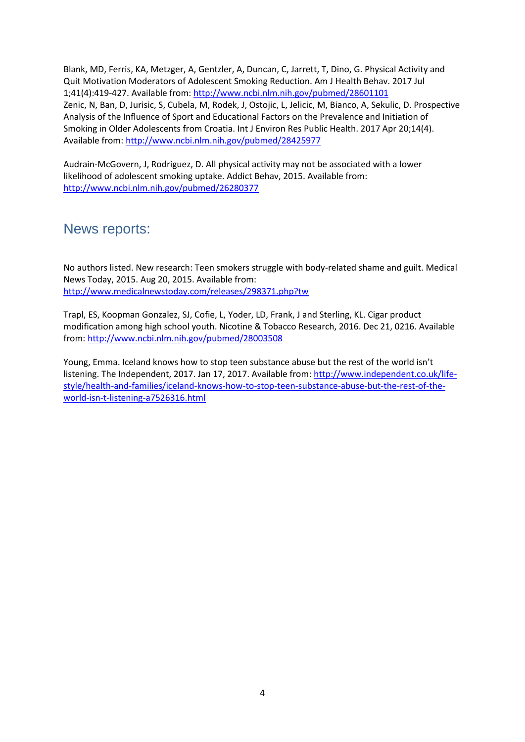Blank, MD, Ferris, KA, Metzger, A, Gentzler, A, Duncan, C, Jarrett, T, Dino, G. Physical Activity and Quit Motivation Moderators of Adolescent Smoking Reduction. Am J Health Behav. 2017 Jul 1;41(4):419-427. Available from: http://www.ncbi.nlm.nih.gov/pubmed/28601101
Zenic, N, Ban, D, Jurisic, S, Cubela, M, Rodek, J, Ostojic, L, Jelicic, M, Bianco, A, Sekulic, D. Prospective Analysis of the Influence of Sport and Educational Factors on the Prevalence and Initiation of Smoking in Older Adolescents from Croatia. Int J Environ Res Public Health. 2017 Apr 20;14(4). Available from: http://www.ncbi.nlm.nih.gov/pubmed/28425977

Audrain-McGovern, J, Rodriguez, D. All physical activity may not be associated with a lower likelihood of adolescent smoking uptake. Addict Behav, 2015. Available from: http://www.ncbi.nlm.nih.gov/pubmed/26280377

## News reports:

No authors listed. New research: Teen smokers struggle with body-related shame and guilt. Medical News Today, 2015. Aug 20, 2015. Available from: http://www.medicalnewstoday.com/releases/298371.php?tw

Trapl, ES, Koopman Gonzalez, SJ, Cofie, L, Yoder, LD, Frank, J and Sterling, KL. Cigar product modification among high school youth. Nicotine & Tobacco Research, 2016. Dec 21, 0216. Available from: http://www.ncbi.nlm.nih.gov/pubmed/28003508

Young, Emma. Iceland knows how to stop teen substance abuse but the rest of the world isn't listening. The Independent, 2017. Jan 17, 2017. Available from: http://www.independent.co.uk/life-style/health-and-families/iceland-knows-how-to-stop-teen-substance-abuse-but-the-rest-of-the-world-isn-t-listening-a7526316.html